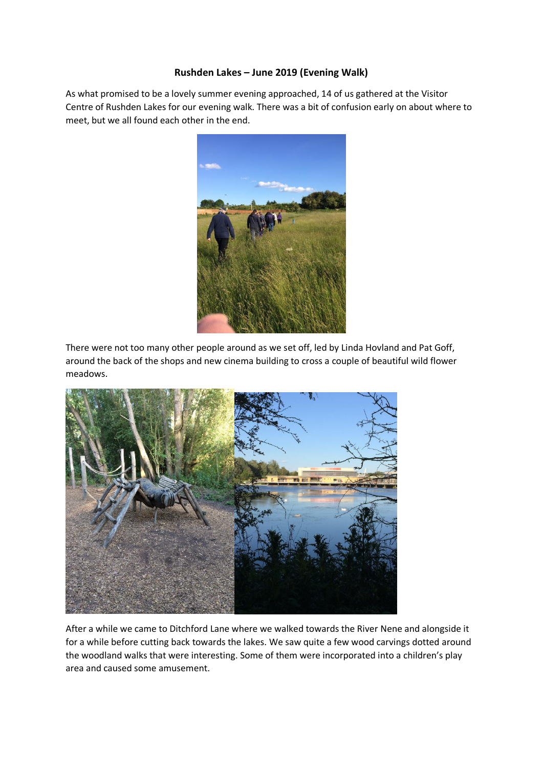**Rushden Lakes – June 2019 (Evening Walk)**

As what promised to be a lovely summer evening approached, 14 of us gathered at the Visitor Centre of Rushden Lakes for our evening walk. There was a bit of confusion early on about where to meet, but we all found each other in the end.

There were not too many other people around as we set off, led by Linda Hovland and Pat Goff, around the back of the shops and new cinema building to cross a couple of beautiful wild flower meadows.

After a while we came to Ditchford Lane where we walked towards the River Nene and alongside it for a while before cutting back towards the lakes. We saw quite a few wood carvings dotted around the woodland walks that were interesting. Some of them were incorporated into a children's play area and caused some amusement.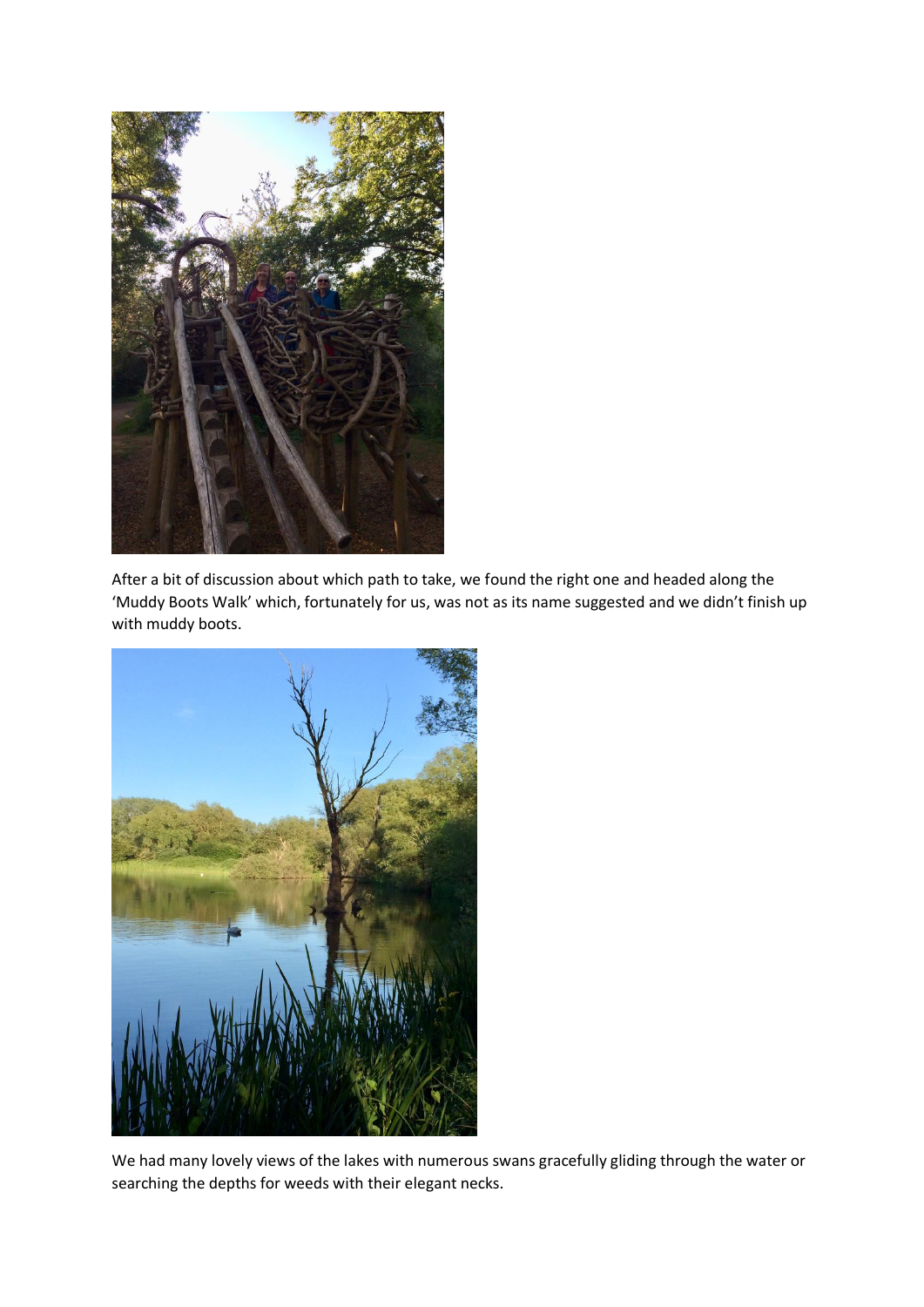After a bit of discussion about which path to take, we found the right one and headed along the 'Muddy Boots Walk' which, fortunately for us, was not as its name suggested and we didn't finish up with muddy boots.

We had many lovely views of the lakes with numerous swans gracefully gliding through the water or searching the depths for weeds with their elegant necks.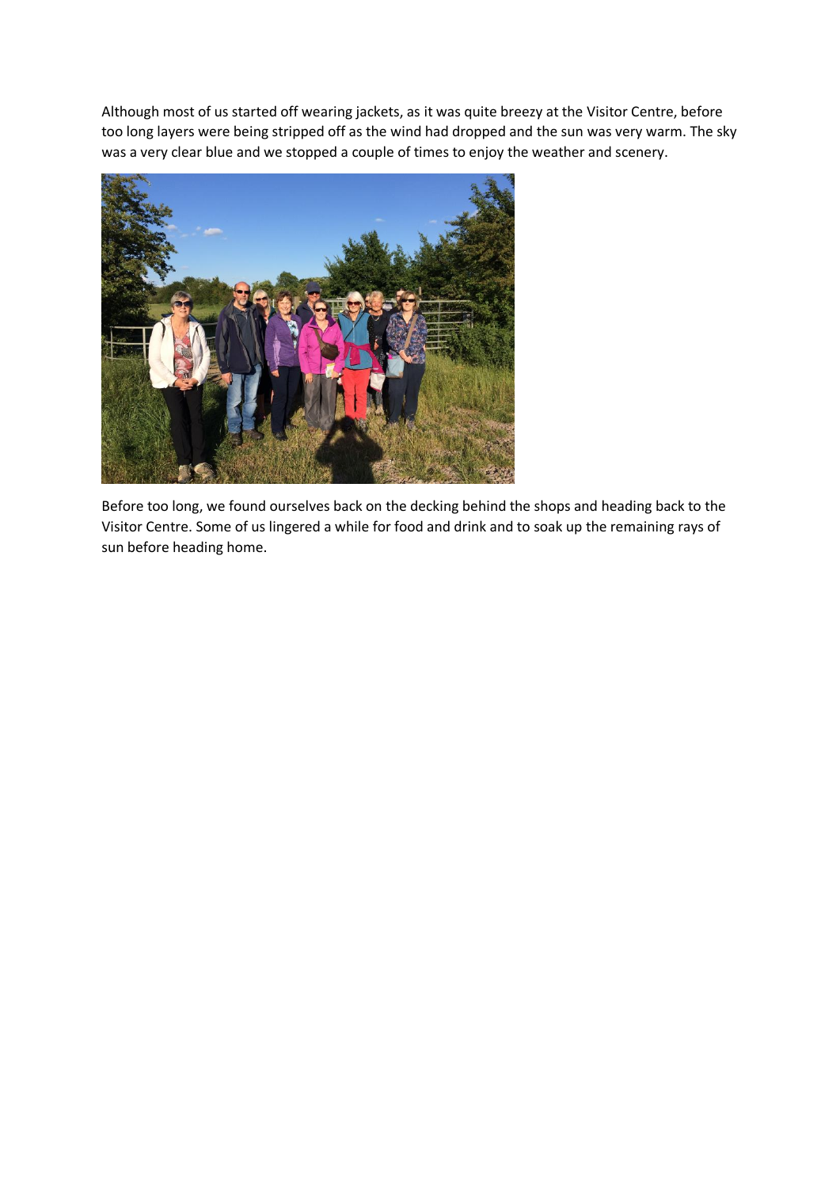Although most of us started off wearing jackets, as it was quite breezy at the Visitor Centre, before too long layers were being stripped off as the wind had dropped and the sun was very warm. The sky was a very clear blue and we stopped a couple of times to enjoy the weather and scenery.

Before too long, we found ourselves back on the decking behind the shops and heading back to the Visitor Centre. Some of us lingered a while for food and drink and to soak up the remaining rays of sun before heading home.